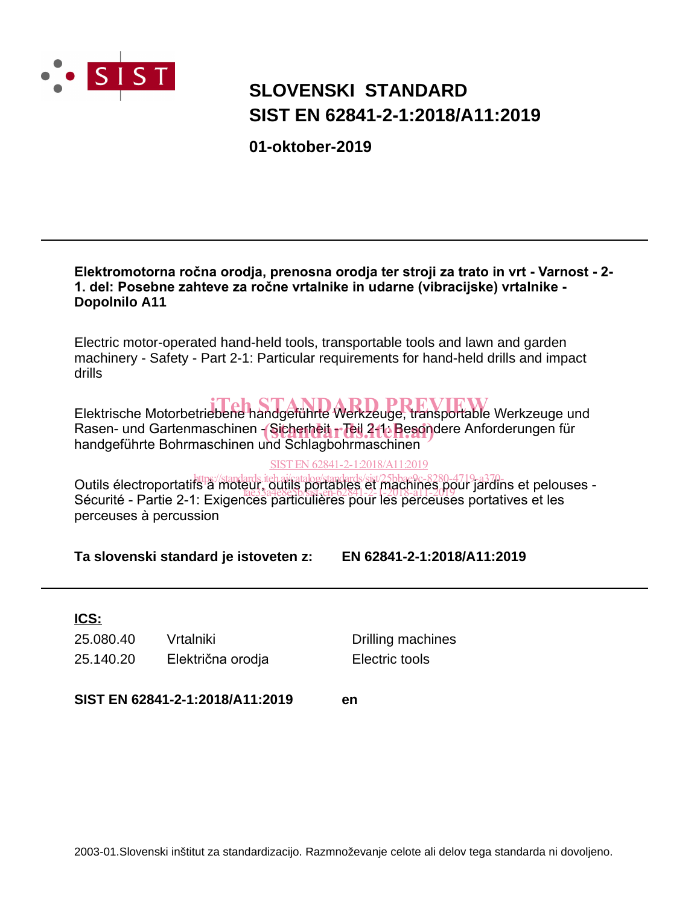SIST

# SLOVENSKI STANDARD
# SIST EN 62841-2-1:2018/A11:2019

**01-oktober-2019**

---

**Elektromotorna ročna orodja, prenosna orodja ter stroji za trato in vrt - Varnost - 2-1. del: Posebne zahteve za ročne vrtalnike in udarne (vibracijske) vrtalnike - Dopolnilo A11**

Electric motor-operated hand-held tools, transportable tools and lawn and garden machinery - Safety - Part 2-1: Particular requirements for hand-held drills and impact drills

Elektrische Motorbetriebene handgeführte Werkzeuge, transportable Werkzeuge und Rasen- und Gartenmaschinen - Sicherheit - Teil 2-1: Besondere Anforderungen für handgeführte Bohrmaschinen und Schlagbohrmaschinen

Outils électroportatifs à moteur, outils portables et machines pour jardins et pelouses - Sécurité - Partie 2-1: Exigences particulières pour les perceuses portatives et les perceuses à percussion

**Ta slovenski standard je istoveten z: EN 62841-2-1:2018/A11:2019**

---

**ICS:**

| | | |
|---|---|---|
| 25.080.40 | Vrtalniki | Drilling machines |
| 25.140.20 | Električna orodja | Electric tools |

**SIST EN 62841-2-1:2018/A11:2019** **en**

2003-01.Slovenski inštitut za standardizacijo. Razmnoževanje celote ali delov tega standarda ni dovoljeno.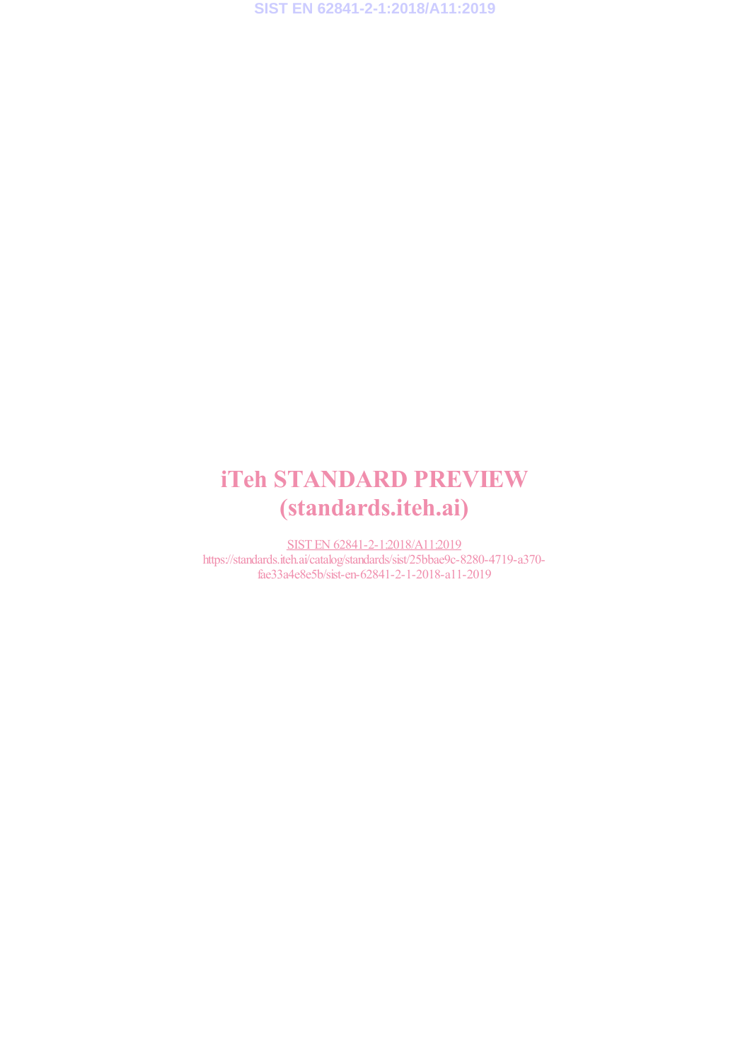# iTeh STANDARD PREVIEW
# (standards.iteh.ai)

SIST EN 62841-2-1:2018/A11:2019
https://standards.iteh.ai/catalog/standards/sist/25bbae9c-8280-4719-a370-fae33a4e8e5b/sist-en-62841-2-1-2018-a11-2019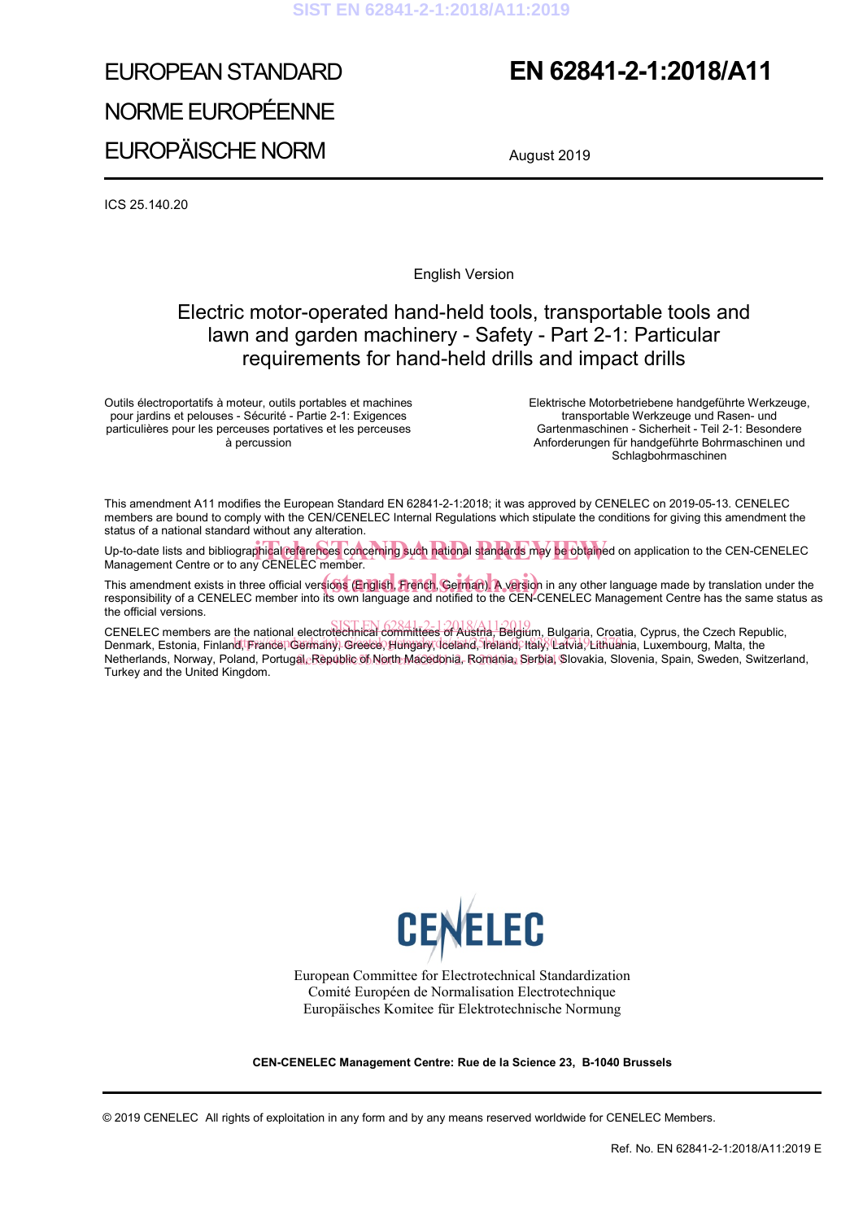EUROPEAN STANDARD

NORME EUROPÉENNE

EUROPÄISCHE NORM

# EN 62841-2-1:2018/A11

August 2019

ICS 25.140.20

English Version

# Electric motor-operated hand-held tools, transportable tools and lawn and garden machinery - Safety - Part 2-1: Particular requirements for hand-held drills and impact drills

Outils électroportatifs à moteur, outils portables et machines pour jardins et pelouses - Sécurité - Partie 2-1: Exigences particulières pour les perceuses portatives et les perceuses à percussion

Elektrische Motorbetriebene handgeführte Werkzeuge, transportable Werkzeuge und Rasen- und Gartenmaschinen - Sicherheit - Teil 2-1: Besondere Anforderungen für handgeführte Bohrmaschinen und Schlagbohrmaschinen

This amendment A11 modifies the European Standard EN 62841-2-1:2018; it was approved by CENELEC on 2019-05-13. CENELEC members are bound to comply with the CEN/CENELEC Internal Regulations which stipulate the conditions for giving this amendment the status of a national standard without any alteration.

Up-to-date lists and bibliographical references concerning such national standards may be obtained on application to the CEN-CENELEC Management Centre or to any CENELEC member.

This amendment exists in three official versions (English, French, German). A version in any other language made by translation under the responsibility of a CENELEC member into its own language and notified to the CEN-CENELEC Management Centre has the same status as the official versions.

CENELEC members are the national electrotechnical committees of Austria, Belgium, Bulgaria, Croatia, Cyprus, the Czech Republic, Denmark, Estonia, Finland, France, Germany, Greece, Hungary, Iceland, Ireland, Italy, Latvia, Lithuania, Luxembourg, Malta, the Netherlands, Norway, Poland, Portugal, Republic of North Macedonia, Romania, Serbia, Slovakia, Slovenia, Spain, Sweden, Switzerland, Turkey and the United Kingdom.

CENELEC

European Committee for Electrotechnical Standardization
Comité Européen de Normalisation Electrotechnique
Europäisches Komitee für Elektrotechnische Normung

**CEN-CENELEC Management Centre: Rue de la Science 23, B-1040 Brussels**

© 2019 CENELEC All rights of exploitation in any form and by any means reserved worldwide for CENELEC Members.

Ref. No. EN 62841-2-1:2018/A11:2019 E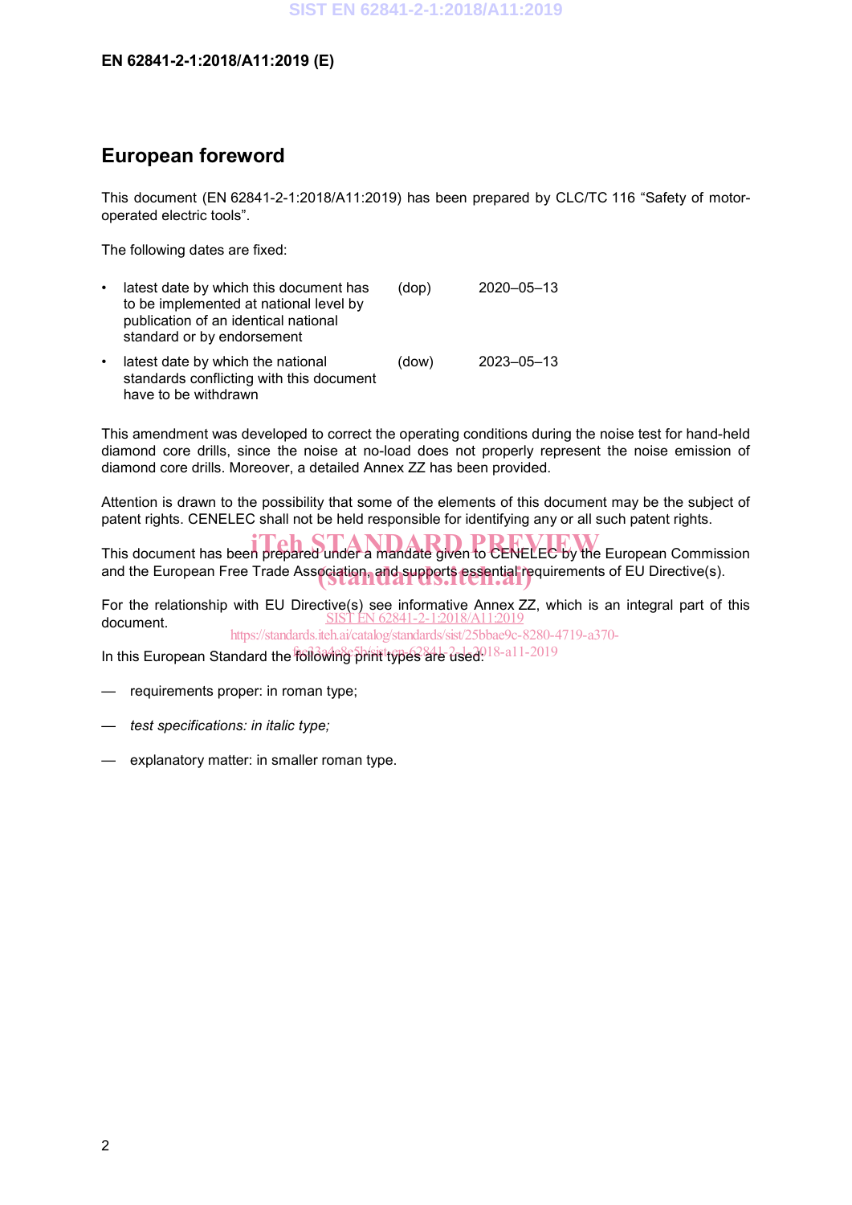# European foreword

This document (EN 62841-2-1:2018/A11:2019) has been prepared by CLC/TC 116 “Safety of motor-operated electric tools”.

The following dates are fixed:

- latest date by which this document has to be implemented at national level by publication of an identical national standard or by endorsement (dop) 2020–05–13
- latest date by which the national standards conflicting with this document have to be withdrawn (dow) 2023–05–13

This amendment was developed to correct the operating conditions during the noise test for hand-held diamond core drills, since the noise at no-load does not properly represent the noise emission of diamond core drills. Moreover, a detailed Annex ZZ has been provided.

Attention is drawn to the possibility that some of the elements of this document may be the subject of patent rights. CENELEC shall not be held responsible for identifying any or all such patent rights.

This document has been prepared under a mandate given to CENELEC by the European Commission and the European Free Trade Association, and supports essential requirements of EU Directive(s).

For the relationship with EU Directive(s) see informative Annex ZZ, which is an integral part of this document.

In this European Standard the following print types are used:

— requirements proper: in roman type;

— *test specifications: in italic type;*

— explanatory matter: in smaller roman type.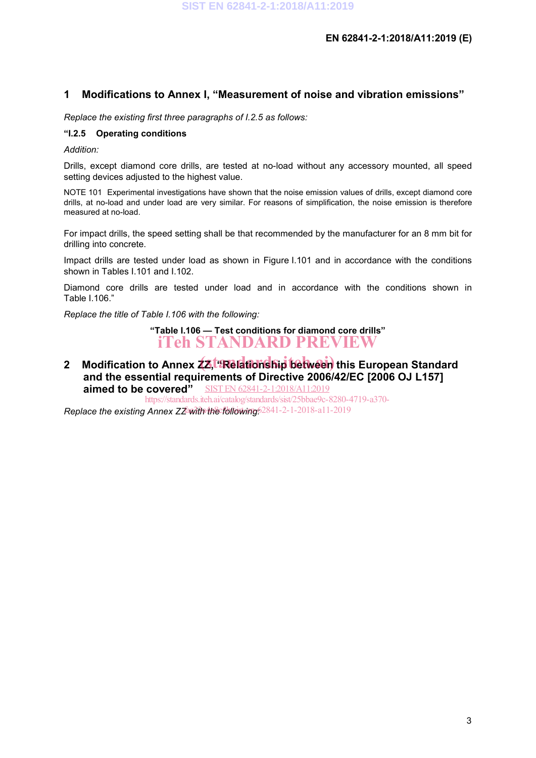## 1 Modifications to Annex I, "Measurement of noise and vibration emissions"

*Replace the existing first three paragraphs of I.2.5 as follows:*

**"I.2.5 Operating conditions**

*Addition:*

Drills, except diamond core drills, are tested at no-load without any accessory mounted, all speed setting devices adjusted to the highest value.

NOTE 101 Experimental investigations have shown that the noise emission values of drills, except diamond core drills, at no-load and under load are very similar. For reasons of simplification, the noise emission is therefore measured at no-load.

For impact drills, the speed setting shall be that recommended by the manufacturer for an 8 mm bit for drilling into concrete.

Impact drills are tested under load as shown in Figure I.101 and in accordance with the conditions shown in Tables I.101 and I.102.

Diamond core drills are tested under load and in accordance with the conditions shown in Table I.106."

*Replace the title of Table I.106 with the following:*

**"Table I.106 — Test conditions for diamond core drills"**

## 2 Modification to Annex ZZ, "Relationship between this European Standard and the essential requirements of Directive 2006/42/EC [2006 OJ L157] aimed to be covered"

*Replace the existing Annex ZZ with the following:*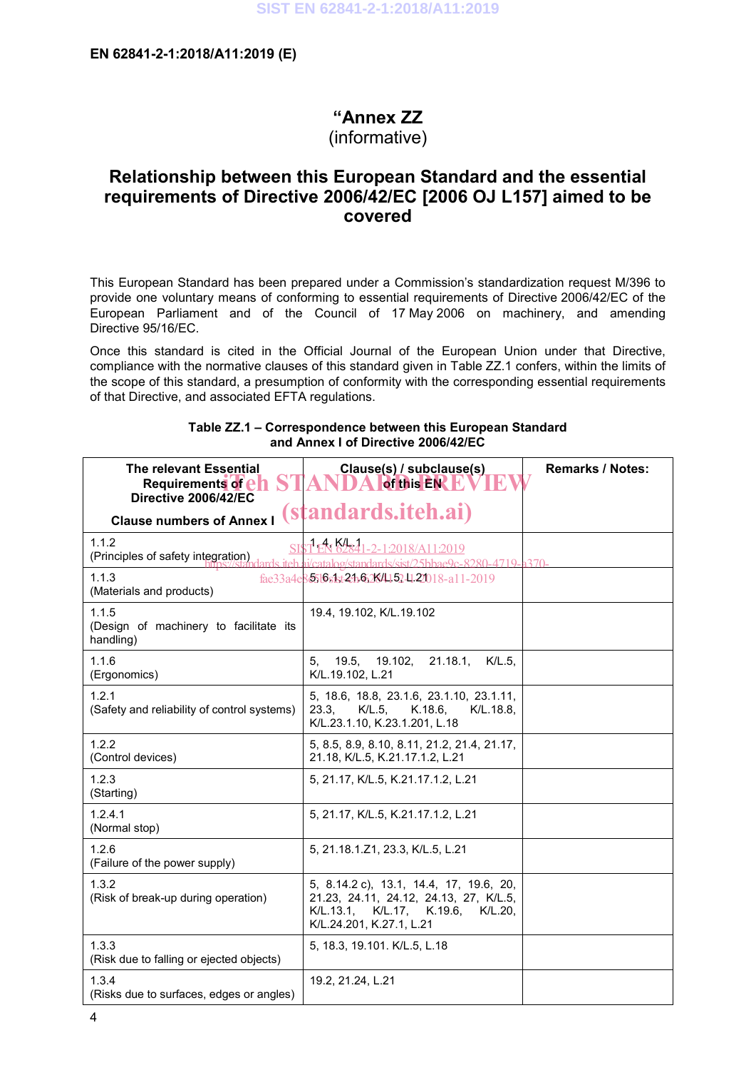EN 62841-2-1:2018/A11:2019 (E)

# “Annex ZZ
(informative)

## Relationship between this European Standard and the essential requirements of Directive 2006/42/EC [2006 OJ L157] aimed to be covered

This European Standard has been prepared under a Commission’s standardization request M/396 to provide one voluntary means of conforming to essential requirements of Directive 2006/42/EC of the European Parliament and of the Council of 17 May 2006 on machinery, and amending Directive 95/16/EC.

Once this standard is cited in the Official Journal of the European Union under that Directive, compliance with the normative clauses of this standard given in Table ZZ.1 confers, within the limits of the scope of this standard, a presumption of conformity with the corresponding essential requirements of that Directive, and associated EFTA regulations.

**Table ZZ.1 – Correspondence between this European Standard and Annex I of Directive 2006/42/EC**

| The relevant Essential Requirements of Directive 2006/42/EC<br><br>Clause numbers of Annex I | Clause(s) / subclause(s) of this EN | Remarks / Notes: |
|---|---|---|
| 1.1.2<br>(Principles of safety integration) | 1, 4, K/L.1 | |
| 1.1.3<br>(Materials and products) | 5, 6.1, 21.6, K/L.5, L.21 | |
| 1.1.5<br>(Design of machinery to facilitate its handling) | 19.4, 19.102, K/L.19.102 | |
| 1.1.6<br>(Ergonomics) | 5, 19.5, 19.102, 21.18.1, K/L.5, K/L.19.102, L.21 | |
| 1.2.1<br>(Safety and reliability of control systems) | 5, 18.6, 18.8, 23.1.6, 23.1.10, 23.1.11, 23.3, K/L.5, K.18.6, K/L.18.8, K/L.23.1.10, K.23.1.201, L.18 | |
| 1.2.2<br>(Control devices) | 5, 8.5, 8.9, 8.10, 8.11, 21.2, 21.4, 21.17, 21.18, K/L.5, K.21.17.1.2, L.21 | |
| 1.2.3<br>(Starting) | 5, 21.17, K/L.5, K.21.17.1.2, L.21 | |
| 1.2.4.1<br>(Normal stop) | 5, 21.17, K/L.5, K.21.17.1.2, L.21 | |
| 1.2.6<br>(Failure of the power supply) | 5, 21.18.1.Z1, 23.3, K/L.5, L.21 | |
| 1.3.2<br>(Risk of break-up during operation) | 5, 8.14.2 c), 13.1, 14.4, 17, 19.6, 20, 21.23, 24.11, 24.12, 24.13, 27, K/L.5, K/L.13.1, K/L.17, K.19.6, K/L.20, K/L.24.201, K.27.1, L.21 | |
| 1.3.3<br>(Risk due to falling or ejected objects) | 5, 18.3, 19.101. K/L.5, L.18 | |
| 1.3.4<br>(Risks due to surfaces, edges or angles) | 19.2, 21.24, L.21 | |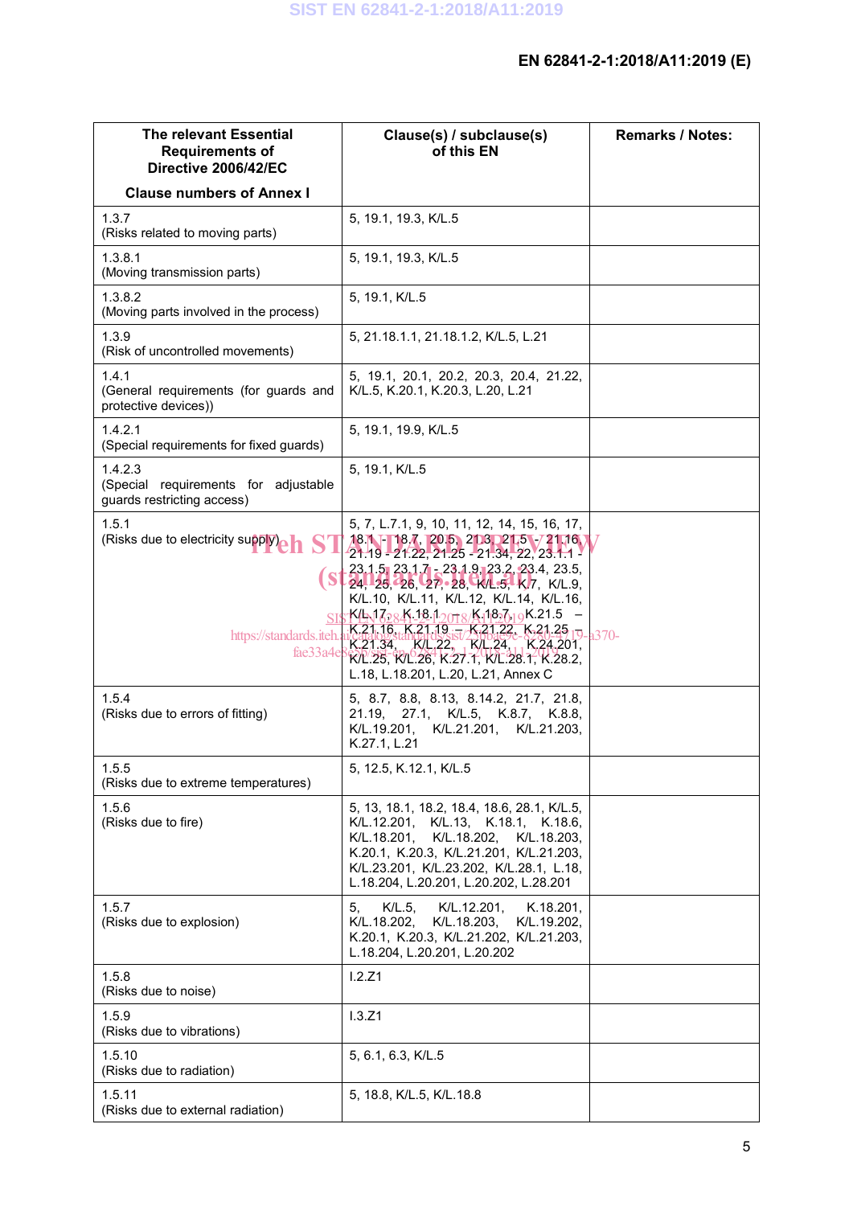| The relevant Essential Requirements of Directive 2006/42/EC<br><br>Clause numbers of Annex I | Clause(s) / subclause(s) of this EN | Remarks / Notes: |
|---|---|---|
| 1.3.7<br>(Risks related to moving parts) | 5, 19.1, 19.3, K/L.5 | |
| 1.3.8.1<br>(Moving transmission parts) | 5, 19.1, 19.3, K/L.5 | |
| 1.3.8.2<br>(Moving parts involved in the process) | 5, 19.1, K/L.5 | |
| 1.3.9<br>(Risk of uncontrolled movements) | 5, 21.18.1.1, 21.18.1.2, K/L.5, L.21 | |
| 1.4.1<br>(General requirements (for guards and protective devices)) | 5, 19.1, 20.1, 20.2, 20.3, 20.4, 21.22, K/L.5, K.20.1, K.20.3, L.20, L.21 | |
| 1.4.2.1<br>(Special requirements for fixed guards) | 5, 19.1, 19.9, K/L.5 | |
| 1.4.2.3<br>(Special requirements for adjustable guards restricting access) | 5, 19.1, K/L.5 | |
| 1.5.1<br>(Risks due to electricity supply) | 5, 7, L.7.1, 9, 10, 11, 12, 14, 15, 16, 17, 18.1 - 18.7, 20.5, 21.3, 21.5 - 21.16, 21.19 - 21.22, 21.25 - 21.34, 22, 23.1.1 - 23.1.5, 23.1.7 - 23.1.9, 23.2, 23.4, 23.5, 24, 25, 26, 27, 28, K/L.5, K.7, K/L.9, K/L.10, K/L.11, K/L.12, K/L.14, K/L.16, K/L.17, K.18.1 – K.18.7, K.21.5 – K.21.16, K.21.19 – K.21.22, K.21.25 – K.21.34, K/L.22, K/L.24, K.24.201, K/L.25, K/L.26, K.27.1, K/L.28.1, K.28.2, L.18, L.18.201, L.20, L.21, Annex C | |
| 1.5.4<br>(Risks due to errors of fitting) | 5, 8.7, 8.8, 8.13, 8.14.2, 21.7, 21.8, 21.19, 27.1, K/L.5, K.8.7, K.8.8, K/L.19.201, K/L.21.201, K/L.21.203, K.27.1, L.21 | |
| 1.5.5<br>(Risks due to extreme temperatures) | 5, 12.5, K.12.1, K/L.5 | |
| 1.5.6<br>(Risks due to fire) | 5, 13, 18.1, 18.2, 18.4, 18.6, 28.1, K/L.5, K/L.12.201, K/L.13, K.18.1, K.18.6, K/L.18.201, K/L.18.202, K/L.18.203, K.20.1, K.20.3, K/L.21.201, K/L.21.203, K/L.23.201, K/L.23.202, K/L.28.1, L.18, L.18.204, L.20.201, L.20.202, L.28.201 | |
| 1.5.7<br>(Risks due to explosion) | 5, K/L.5, K/L.12.201, K.18.201, K/L.18.202, K/L.18.203, K/L.19.202, K.20.1, K.20.3, K/L.21.202, K/L.21.203, L.18.204, L.20.201, L.20.202 | |
| 1.5.8<br>(Risks due to noise) | I.2.Z1 | |
| 1.5.9<br>(Risks due to vibrations) | I.3.Z1 | |
| 1.5.10<br>(Risks due to radiation) | 5, 6.1, 6.3, K/L.5 | |
| 1.5.11<br>(Risks due to external radiation) | 5, 18.8, K/L.5, K/L.18.8 | |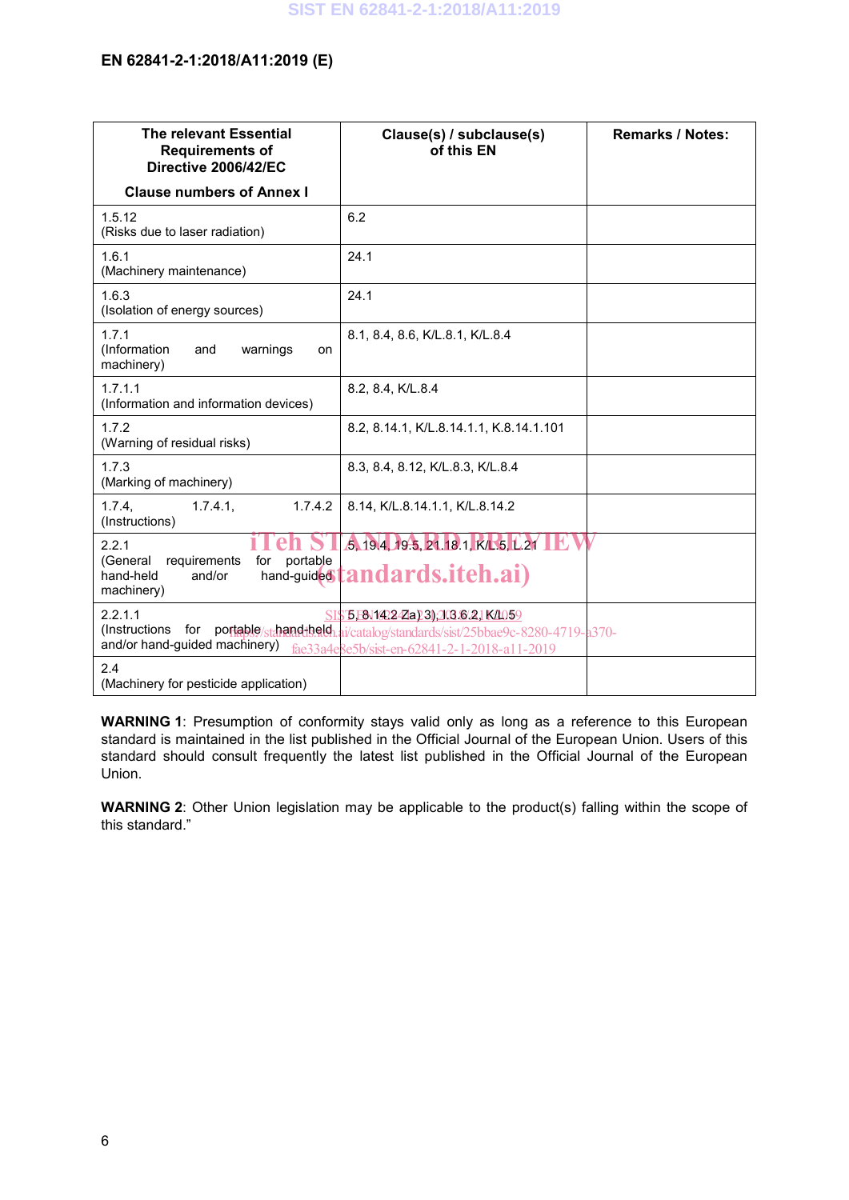EN 62841-2-1:2018/A11:2019 (E)

| The relevant Essential Requirements of Directive 2006/42/EC<br><br>Clause numbers of Annex I | Clause(s) / subclause(s) of this EN | Remarks / Notes: |
| --- | --- | --- |
| 1.5.12<br>(Risks due to laser radiation) | 6.2 | |
| 1.6.1<br>(Machinery maintenance) | 24.1 | |
| 1.6.3<br>(Isolation of energy sources) | 24.1 | |
| 1.7.1<br>(Information and warnings on machinery) | 8.1, 8.4, 8.6, K/L.8.1, K/L.8.4 | |
| 1.7.1.1<br>(Information and information devices) | 8.2, 8.4, K/L.8.4 | |
| 1.7.2<br>(Warning of residual risks) | 8.2, 8.14.1, K/L.8.14.1.1, K.8.14.1.101 | |
| 1.7.3<br>(Marking of machinery) | 8.3, 8.4, 8.12, K/L.8.3, K/L.8.4 | |
| 1.7.4, 1.7.4.1, 1.7.4.2<br>(Instructions) | 8.14, K/L.8.14.1.1, K/L.8.14.2 | |
| 2.2.1<br>(General requirements for portable hand-held and/or hand-guided machinery) | 5, 19.4, 19.5, 21.18.1, K/L.5, L.21 | |
| 2.2.1.1<br>(Instructions for portable hand-held and/or hand-guided machinery) | 5, 8.14.2 Za) 3), I.3.6.2, K/L.5 | |
| 2.4<br>(Machinery for pesticide application) | | |

**WARNING 1**: Presumption of conformity stays valid only as long as a reference to this European standard is maintained in the list published in the Official Journal of the European Union. Users of this standard should consult frequently the latest list published in the Official Journal of the European Union.

**WARNING 2**: Other Union legislation may be applicable to the product(s) falling within the scope of this standard."